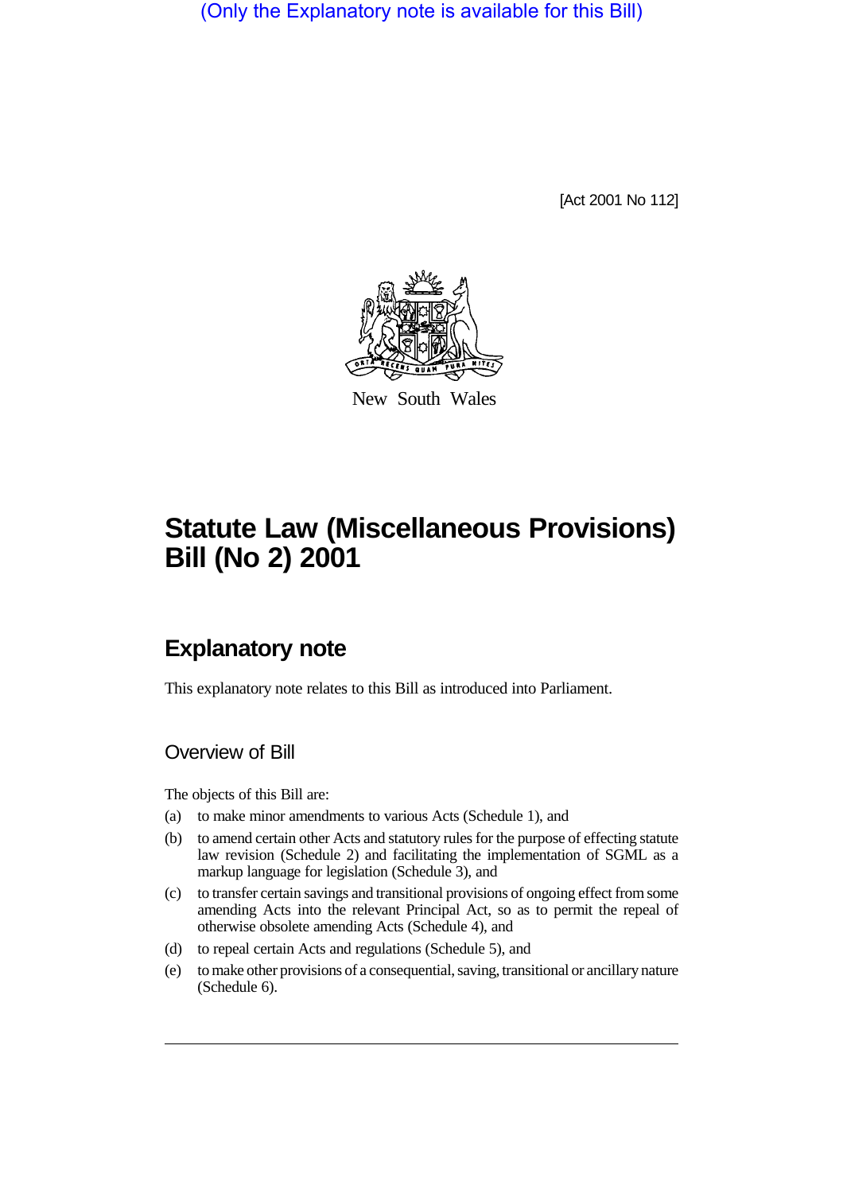(Only the Explanatory note is available for this Bill)

[Act 2001 No 112]

New South Wales

# Statute Law (Miscellaneous Provisions) Bill (No 2) 2001

## Explanatory note

This explanatory note relates to this Bill as introduced into Parliament.

### Overview of Bill

The objects of this Bill are:

(a) to make minor amendments to various Acts (Schedule 1), and

(b) to amend certain other Acts and statutory rules for the purpose of effecting statute law revision (Schedule 2) and facilitating the implementation of SGML as a markup language for legislation (Schedule 3), and

(c) to transfer certain savings and transitional provisions of ongoing effect from some amending Acts into the relevant Principal Act, so as to permit the repeal of otherwise obsolete amending Acts (Schedule 4), and

(d) to repeal certain Acts and regulations (Schedule 5), and

(e) to make other provisions of a consequential, saving, transitional or ancillary nature (Schedule 6).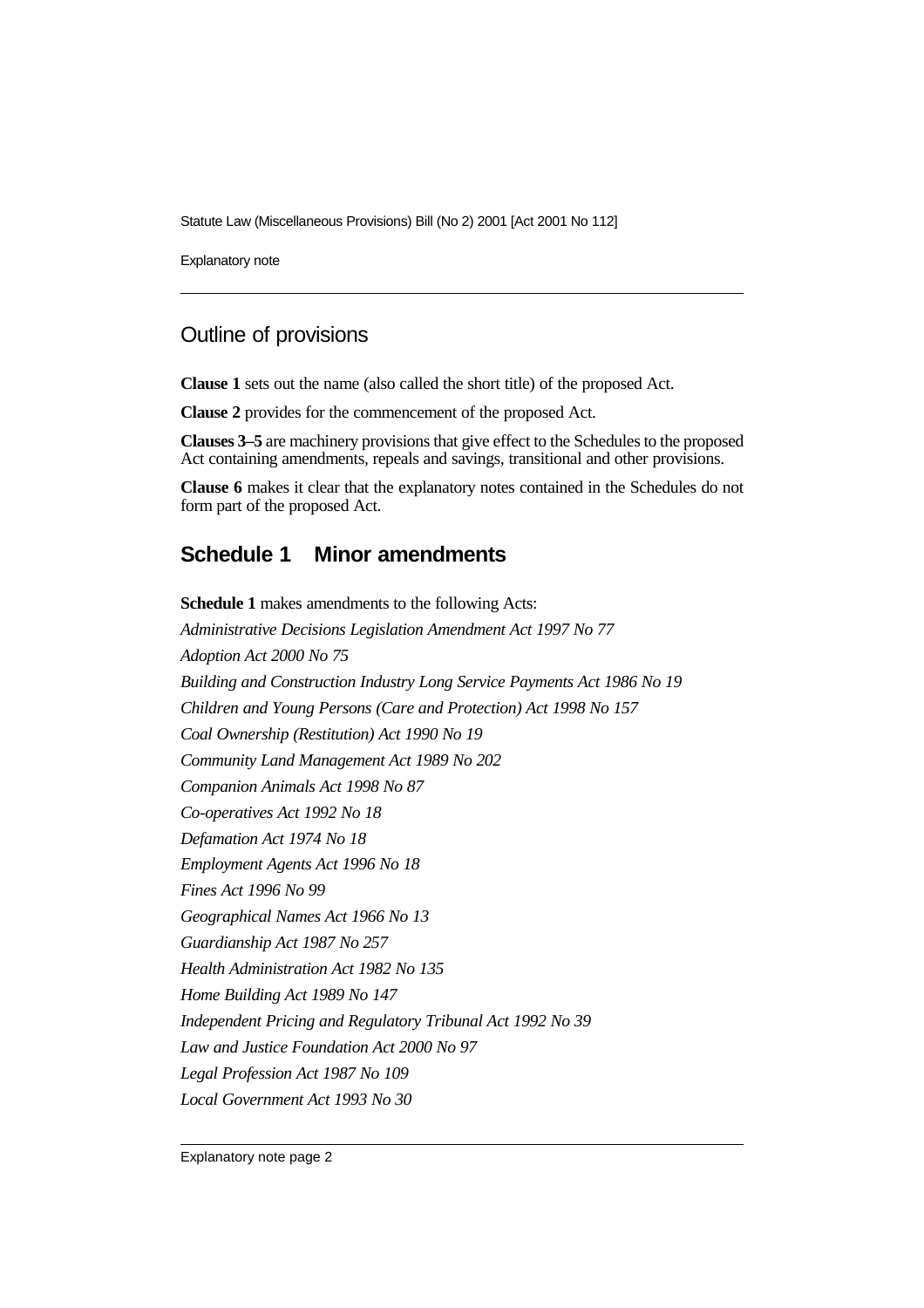## Outline of provisions

**Clause 1** sets out the name (also called the short title) of the proposed Act.

**Clause 2** provides for the commencement of the proposed Act.

**Clauses 3–5** are machinery provisions that give effect to the Schedules to the proposed Act containing amendments, repeals and savings, transitional and other provisions.

**Clause 6** makes it clear that the explanatory notes contained in the Schedules do not form part of the proposed Act.

## Schedule 1 Minor amendments

**Schedule 1** makes amendments to the following Acts:

*Administrative Decisions Legislation Amendment Act 1997 No 77*

*Adoption Act 2000 No 75*

*Building and Construction Industry Long Service Payments Act 1986 No 19*

*Children and Young Persons (Care and Protection) Act 1998 No 157*

*Coal Ownership (Restitution) Act 1990 No 19*

*Community Land Management Act 1989 No 202*

*Companion Animals Act 1998 No 87*

*Co-operatives Act 1992 No 18*

*Defamation Act 1974 No 18*

*Employment Agents Act 1996 No 18*

*Fines Act 1996 No 99*

*Geographical Names Act 1966 No 13*

*Guardianship Act 1987 No 257*

*Health Administration Act 1982 No 135*

*Home Building Act 1989 No 147*

*Independent Pricing and Regulatory Tribunal Act 1992 No 39*

*Law and Justice Foundation Act 2000 No 97*

*Legal Profession Act 1987 No 109*

*Local Government Act 1993 No 30*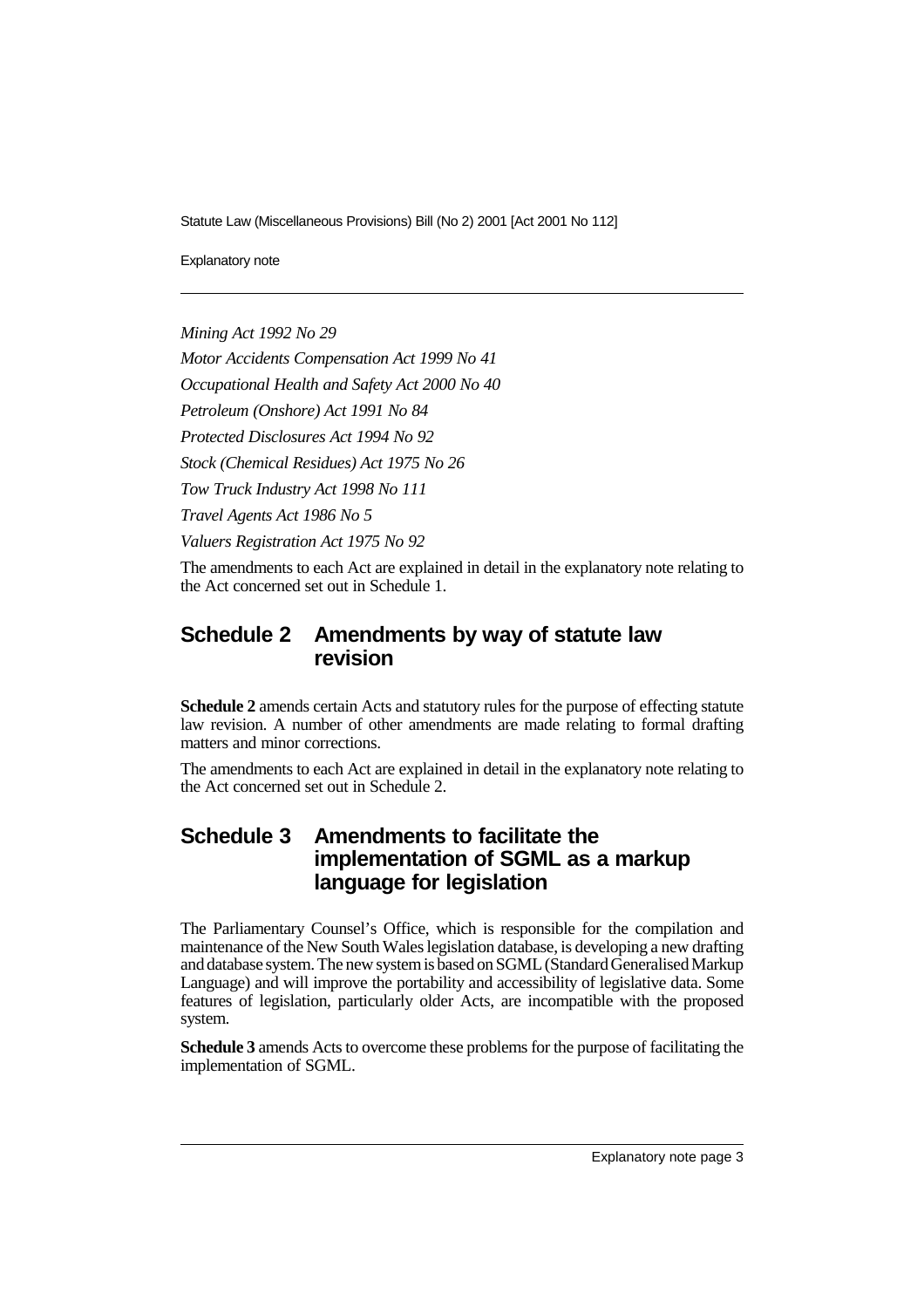*Mining Act 1992 No 29*

*Motor Accidents Compensation Act 1999 No 41*

*Occupational Health and Safety Act 2000 No 40*

*Petroleum (Onshore) Act 1991 No 84*

*Protected Disclosures Act 1994 No 92*

*Stock (Chemical Residues) Act 1975 No 26*

*Tow Truck Industry Act 1998 No 111*

*Travel Agents Act 1986 No 5*

*Valuers Registration Act 1975 No 92*

The amendments to each Act are explained in detail in the explanatory note relating to the Act concerned set out in Schedule 1.

## Schedule 2 Amendments by way of statute law revision

**Schedule 2** amends certain Acts and statutory rules for the purpose of effecting statute law revision. A number of other amendments are made relating to formal drafting matters and minor corrections.

The amendments to each Act are explained in detail in the explanatory note relating to the Act concerned set out in Schedule 2.

## Schedule 3 Amendments to facilitate the implementation of SGML as a markup language for legislation

The Parliamentary Counsel's Office, which is responsible for the compilation and maintenance of the New South Wales legislation database, is developing a new drafting and database system. The new system is based on SGML (Standard Generalised Markup Language) and will improve the portability and accessibility of legislative data. Some features of legislation, particularly older Acts, are incompatible with the proposed system.

**Schedule 3** amends Acts to overcome these problems for the purpose of facilitating the implementation of SGML.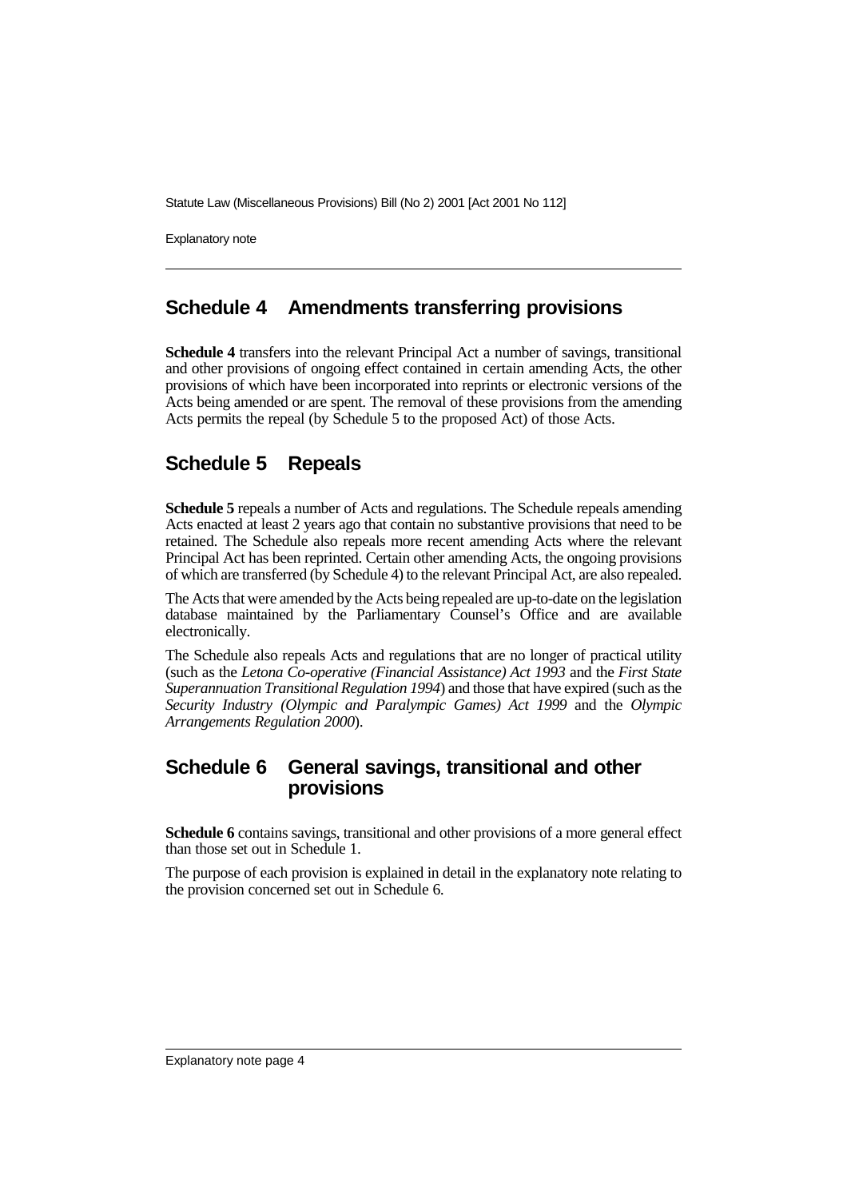## Schedule 4 Amendments transferring provisions

**Schedule 4** transfers into the relevant Principal Act a number of savings, transitional and other provisions of ongoing effect contained in certain amending Acts, the other provisions of which have been incorporated into reprints or electronic versions of the Acts being amended or are spent. The removal of these provisions from the amending Acts permits the repeal (by Schedule 5 to the proposed Act) of those Acts.

## Schedule 5 Repeals

**Schedule 5** repeals a number of Acts and regulations. The Schedule repeals amending Acts enacted at least 2 years ago that contain no substantive provisions that need to be retained. The Schedule also repeals more recent amending Acts where the relevant Principal Act has been reprinted. Certain other amending Acts, the ongoing provisions of which are transferred (by Schedule 4) to the relevant Principal Act, are also repealed.

The Acts that were amended by the Acts being repealed are up-to-date on the legislation database maintained by the Parliamentary Counsel's Office and are available electronically.

The Schedule also repeals Acts and regulations that are no longer of practical utility (such as the *Letona Co-operative (Financial Assistance) Act 1993* and the *First State Superannuation Transitional Regulation 1994*) and those that have expired (such as the *Security Industry (Olympic and Paralympic Games) Act 1999* and the *Olympic Arrangements Regulation 2000*).

## Schedule 6 General savings, transitional and other provisions

**Schedule 6** contains savings, transitional and other provisions of a more general effect than those set out in Schedule 1.

The purpose of each provision is explained in detail in the explanatory note relating to the provision concerned set out in Schedule 6.